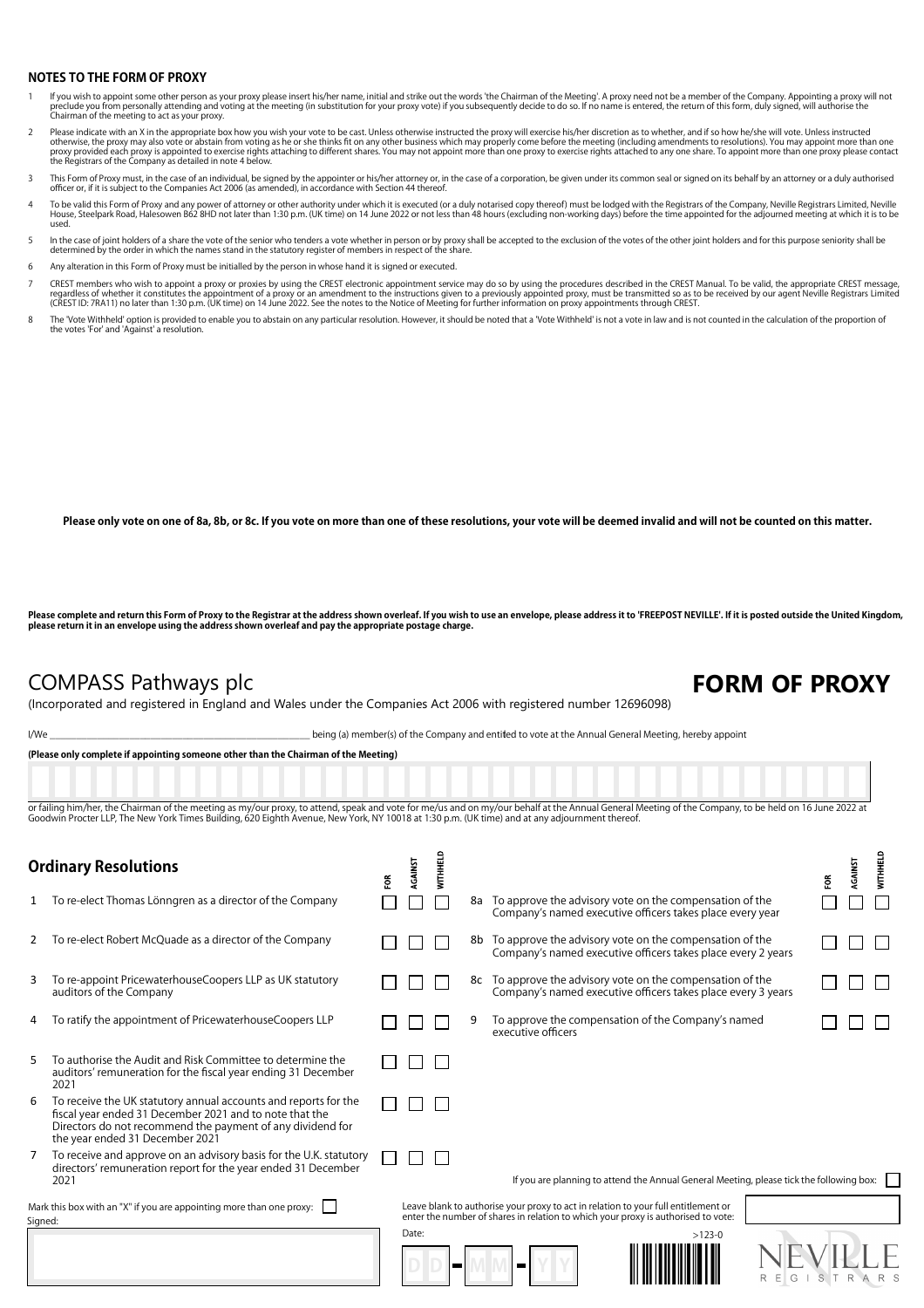## NOTES TO THE FORM OF PROXY

1. If you wish to appoint some other person as your proxy please insert his/her name, initial and strike out the words 'the Chairman of the Meeting'. A proxy need not be a member of the Company. Appointing a proxy will not preclude you from personally attending and voting at the meeting (in substitution for your proxy vote) if you subsequently decide to do so. If no name is entered, the return of this form, duly signed, will authorise the Chairman of the meeting to act as your proxy.
2. Please indicate with an X in the appropriate box how you wish your vote to be cast. Unless otherwise instructed the proxy will exercise his/her discretion as to whether, and if so how he/she will vote. Unless instructed otherwise, the proxy may also vote or abstain from voting as he or she thinks fit on any other business which may properly come before the meeting (including amendments to resolutions). You may appoint more than one proxy provided each proxy is appointed to exercise rights attaching to different shares. You may not appoint more than one proxy to exercise rights attached to any one share. To appoint more than one proxy please contact the Registrars of the Company as detailed in note 4 below.
3. This Form of Proxy must, in the case of an individual, be signed by the appointer or his/her attorney or, in the case of a corporation, be given under its common seal or signed on its behalf by an attorney or a duly authorised officer or, if it is subject to the Companies Act 2006 (as amended), in accordance with Section 44 thereof.
4. To be valid this Form of Proxy and any power of attorney or other authority under which it is executed (or a duly notarised copy thereof) must be lodged with the Registrars of the Company, Neville Registrars Limited, Neville House, Steelpark Road, Halesowen B62 8HD not later than 1:30 p.m. (UK time) on 14 June 2022 or not less than 48 hours (excluding non-working days) before the time appointed for the adjourned meeting at which it is to be used.
5. In the case of joint holders of a share the vote of the senior who tenders a vote whether in person or by proxy shall be accepted to the exclusion of the votes of the other joint holders and for this purpose seniority shall be determined by the order in which the names stand in the statutory register of members in respect of the share.
6. Any alteration in this Form of Proxy must be initialled by the person in whose hand it is signed or executed.
7. CREST members who wish to appoint a proxy or proxies by using the CREST electronic appointment service may do so by using the procedures described in the CREST Manual. To be valid, the appropriate CREST message, regardless of whether it constitutes the appointment of a proxy or an amendment to the instructions given to a previously appointed proxy, must be transmitted so as to be received by our agent Neville Registrars Limited (CREST ID: 7RA11) no later than 1:30 p.m. (UK time) on 14 June 2022. See the notes to the Notice of Meeting for further information on proxy appointments through CREST.
8. The 'Vote Withheld' option is provided to enable you to abstain on any particular resolution. However, it should be noted that a 'Vote Withheld' is not a vote in law and is not counted in the calculation of the proportion of the votes 'For' and 'Against' a resolution.

**Please only vote on one of 8a, 8b, or 8c. If you vote on more than one of these resolutions, your vote will be deemed invalid and will not be counted on this matter.**

**Please complete and return this Form of Proxy to the Registrar at the address shown overleaf. If you wish to use an envelope, please address it to 'FREEPOST NEVILLE'. If it is posted outside the United Kingdom, please return it in an envelope using the address shown overleaf and pay the appropriate postage charge.**

# COMPASS Pathways plc

# FORM OF PROXY

(Incorporated and registered in England and Wales under the Companies Act 2006 with registered number 12696098)

I/We ______________________________ being (a) member(s) of the Company and entitled to vote at the Annual General Meeting, hereby appoint

**(Please only complete if appointing someone other than the Chairman of the Meeting)**

or failing him/her, the Chairman of the meeting as my/our proxy, to attend, speak and vote for me/us and on my/our behalf at the Annual General Meeting of the Company, to be held on 16 June 2022 at Goodwin Procter LLP, The New York Times Building, 620 Eighth Avenue, New York, NY 10018 at 1:30 p.m. (UK time) and at any adjournment thereof.

## Ordinary Resolutions

| | Resolution | FOR | AGAINST | WITHHELD |
|---|---|---|---|---|
| 1 | To re-elect Thomas Lönngren as a director of the Company | ☐ | ☐ | ☐ |
| 2 | To re-elect Robert McQuade as a director of the Company | ☐ | ☐ | ☐ |
| 3 | To re-appoint PricewaterhouseCoopers LLP as UK statutory auditors of the Company | ☐ | ☐ | ☐ |
| 4 | To ratify the appointment of PricewaterhouseCoopers LLP | ☐ | ☐ | ☐ |
| 5 | To authorise the Audit and Risk Committee to determine the auditors' remuneration for the fiscal year ending 31 December 2021 | ☐ | ☐ | ☐ |
| 6 | To receive the UK statutory annual accounts and reports for the fiscal year ended 31 December 2021 and to note that the Directors do not recommend the payment of any dividend for the year ended 31 December 2021 | ☐ | ☐ | ☐ |
| 7 | To receive and approve on an advisory basis for the U.K. statutory directors' remuneration report for the year ended 31 December 2021 | ☐ | ☐ | ☐ |
| 8a | To approve the advisory vote on the compensation of the Company's named executive officers takes place every year | ☐ | ☐ | ☐ |
| 8b | To approve the advisory vote on the compensation of the Company's named executive officers takes place every 2 years | ☐ | ☐ | ☐ |
| 8c | To approve the advisory vote on the compensation of the Company's named executive officers takes place every 3 years | ☐ | ☐ | ☐ |
| 9 | To approve the compensation of the Company's named executive officers | ☐ | ☐ | ☐ |

If you are planning to attend the Annual General Meeting, please tick the following box: ☐

Mark this box with an "X" if you are appointing more than one proxy: ☐

Leave blank to authorise your proxy to act in relation to your full entitlement or enter the number of shares in relation to which your proxy is authorised to vote:

Signed:

Date: D D - M M - Y Y

>123-0

NEVILLE REGISTRARS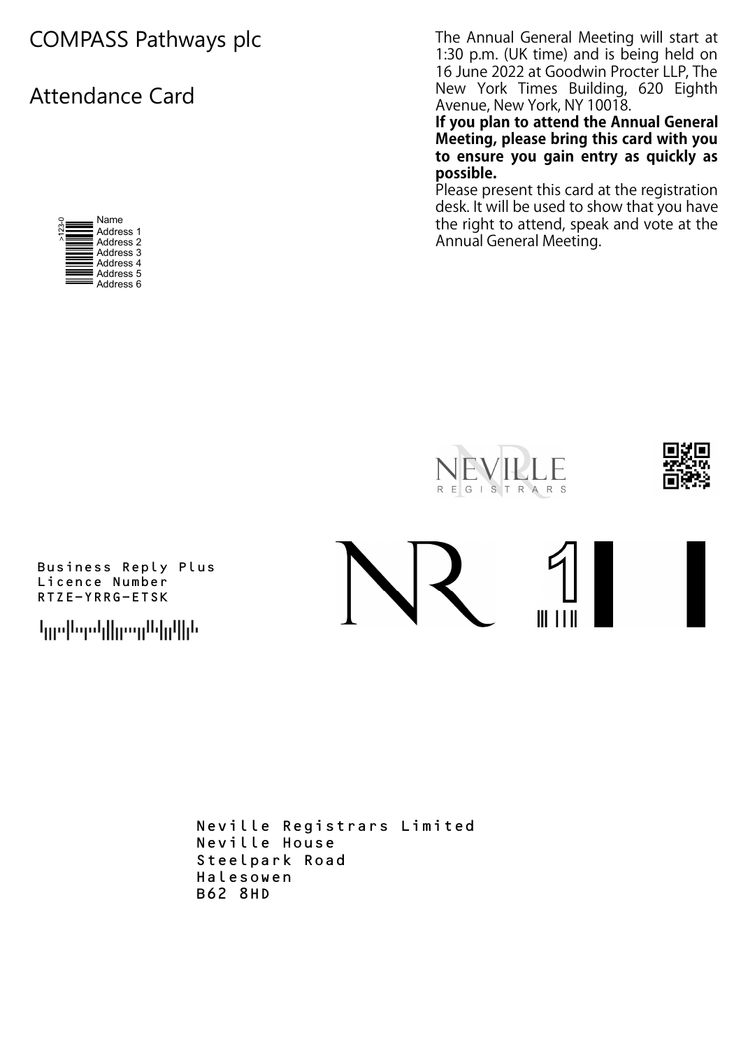# COMPASS Pathways plc

## Attendance Card

>123-0

Name
Address 1
Address 2
Address 3
Address 4
Address 5
Address 6

The Annual General Meeting will start at 1:30 p.m. (UK time) and is being held on 16 June 2022 at Goodwin Procter LLP, The New York Times Building, 620 Eighth Avenue, New York, NY 10018.

**If you plan to attend the Annual General Meeting, please bring this card with you to ensure you gain entry as quickly as possible.**

Please present this card at the registration desk. It will be used to show that you have the right to attend, speak and vote at the Annual General Meeting.

NEVILLE
REGISTRARS

Business Reply Plus
Licence Number
RTZE-YRRG-ETSK

NR 1

Neville Registrars Limited
Neville House
Steelpark Road
Halesowen
B62 8HD